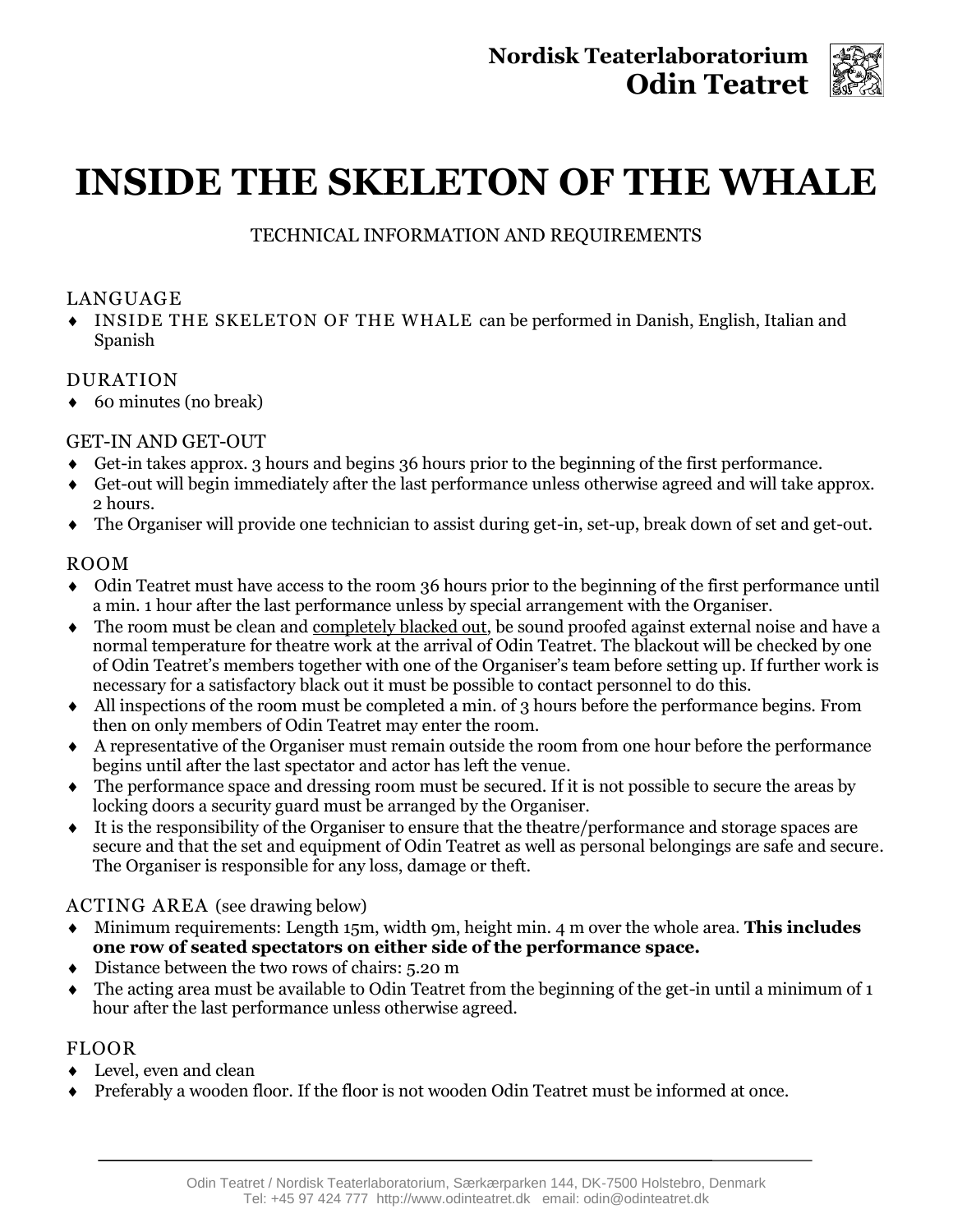Nordisk Teaterlaboratorium
**Odin Teatret**

# INSIDE THE SKELETON OF THE WHALE

TECHNICAL INFORMATION AND REQUIREMENTS

## LANGUAGE

- INSIDE THE SKELETON OF THE WHALE can be performed in Danish, English, Italian and Spanish

## DURATION

- 60 minutes (no break)

## GET-IN AND GET-OUT

- Get-in takes approx. 3 hours and begins 36 hours prior to the beginning of the first performance.
- Get-out will begin immediately after the last performance unless otherwise agreed and will take approx. 2 hours.
- The Organiser will provide one technician to assist during get-in, set-up, break down of set and get-out.

## ROOM

- Odin Teatret must have access to the room 36 hours prior to the beginning of the first performance until a min. 1 hour after the last performance unless by special arrangement with the Organiser.
- The room must be clean and completely blacked out, be sound proofed against external noise and have a normal temperature for theatre work at the arrival of Odin Teatret. The blackout will be checked by one of Odin Teatret's members together with one of the Organiser's team before setting up. If further work is necessary for a satisfactory black out it must be possible to contact personnel to do this.
- All inspections of the room must be completed a min. of 3 hours before the performance begins. From then on only members of Odin Teatret may enter the room.
- A representative of the Organiser must remain outside the room from one hour before the performance begins until after the last spectator and actor has left the venue.
- The performance space and dressing room must be secured. If it is not possible to secure the areas by locking doors a security guard must be arranged by the Organiser.
- It is the responsibility of the Organiser to ensure that the theatre/performance and storage spaces are secure and that the set and equipment of Odin Teatret as well as personal belongings are safe and secure. The Organiser is responsible for any loss, damage or theft.

## ACTING AREA (see drawing below)

- Minimum requirements: Length 15m, width 9m, height min. 4 m over the whole area. **This includes one row of seated spectators on either side of the performance space.**
- Distance between the two rows of chairs: 5.20 m
- The acting area must be available to Odin Teatret from the beginning of the get-in until a minimum of 1 hour after the last performance unless otherwise agreed.

## FLOOR

- Level, even and clean
- Preferably a wooden floor. If the floor is not wooden Odin Teatret must be informed at once.

Odin Teatret / Nordisk Teaterlaboratorium, Særkærparken 144, DK-7500 Holstebro, Denmark
Tel: +45 97 424 777 http://www.odinteatret.dk email: odin@odinteatret.dk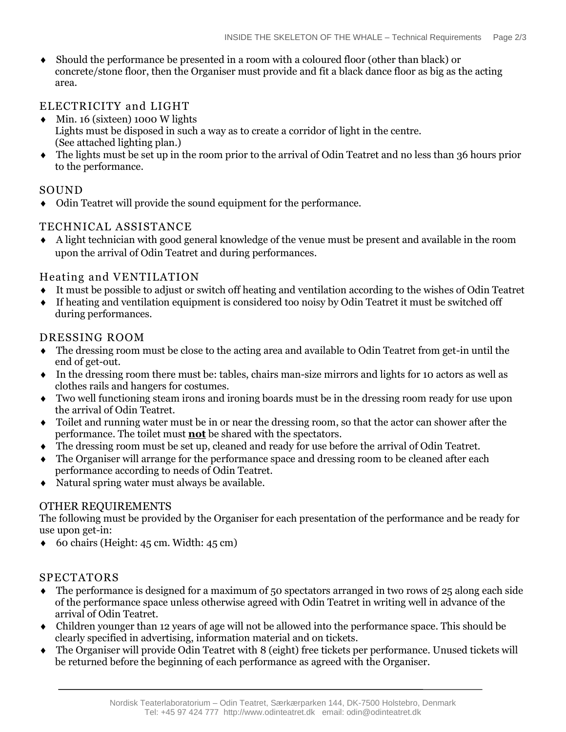- Should the performance be presented in a room with a coloured floor (other than black) or concrete/stone floor, then the Organiser must provide and fit a black dance floor as big as the acting area.

## ELECTRICITY and LIGHT

- Min. 16 (sixteen) 1000 W lights
  Lights must be disposed in such a way as to create a corridor of light in the centre.
  (See attached lighting plan.)
- The lights must be set up in the room prior to the arrival of Odin Teatret and no less than 36 hours prior to the performance.

## SOUND

- Odin Teatret will provide the sound equipment for the performance.

## TECHNICAL ASSISTANCE

- A light technician with good general knowledge of the venue must be present and available in the room upon the arrival of Odin Teatret and during performances.

## Heating and VENTILATION

- It must be possible to adjust or switch off heating and ventilation according to the wishes of Odin Teatret
- If heating and ventilation equipment is considered too noisy by Odin Teatret it must be switched off during performances.

## DRESSING ROOM

- The dressing room must be close to the acting area and available to Odin Teatret from get-in until the end of get-out.
- In the dressing room there must be: tables, chairs man-size mirrors and lights for 10 actors as well as clothes rails and hangers for costumes.
- Two well functioning steam irons and ironing boards must be in the dressing room ready for use upon the arrival of Odin Teatret.
- Toilet and running water must be in or near the dressing room, so that the actor can shower after the performance. The toilet must <u>**not**</u> be shared with the spectators.
- The dressing room must be set up, cleaned and ready for use before the arrival of Odin Teatret.
- The Organiser will arrange for the performance space and dressing room to be cleaned after each performance according to needs of Odin Teatret.
- Natural spring water must always be available.

## OTHER REQUIREMENTS

The following must be provided by the Organiser for each presentation of the performance and be ready for use upon get-in:

- 60 chairs (Height: 45 cm. Width: 45 cm)

## SPECTATORS

- The performance is designed for a maximum of 50 spectators arranged in two rows of 25 along each side of the performance space unless otherwise agreed with Odin Teatret in writing well in advance of the arrival of Odin Teatret.
- Children younger than 12 years of age will not be allowed into the performance space. This should be clearly specified in advertising, information material and on tickets.
- The Organiser will provide Odin Teatret with 8 (eight) free tickets per performance. Unused tickets will be returned before the beginning of each performance as agreed with the Organiser.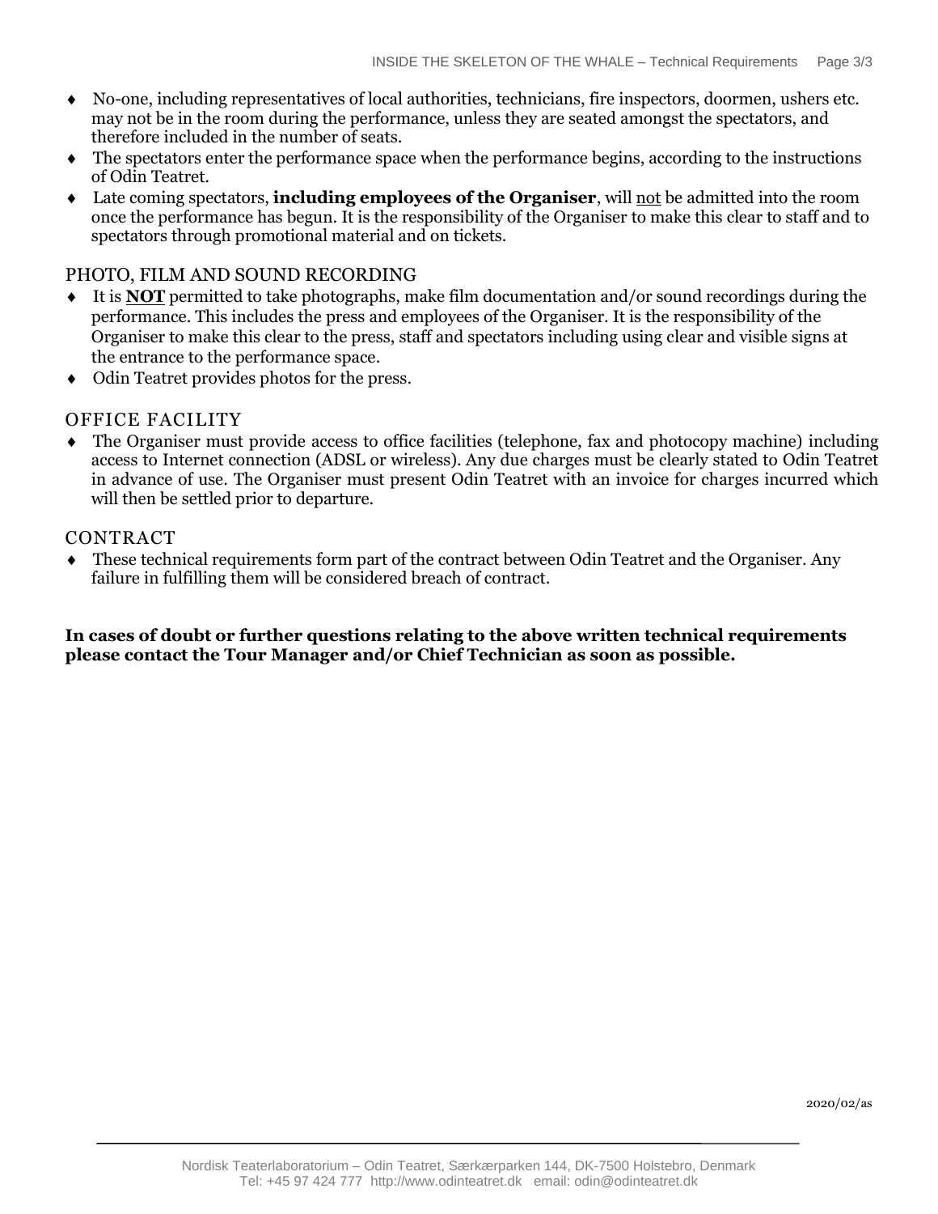- No-one, including representatives of local authorities, technicians, fire inspectors, doormen, ushers etc. may not be in the room during the performance, unless they are seated amongst the spectators, and therefore included in the number of seats.
- The spectators enter the performance space when the performance begins, according to the instructions of Odin Teatret.
- Late coming spectators, **including employees of the Organiser**, will not be admitted into the room once the performance has begun. It is the responsibility of the Organiser to make this clear to staff and to spectators through promotional material and on tickets.

## PHOTO, FILM AND SOUND RECORDING

- It is **NOT** permitted to take photographs, make film documentation and/or sound recordings during the performance. This includes the press and employees of the Organiser. It is the responsibility of the Organiser to make this clear to the press, staff and spectators including using clear and visible signs at the entrance to the performance space.
- Odin Teatret provides photos for the press.

## OFFICE FACILITY

- The Organiser must provide access to office facilities (telephone, fax and photocopy machine) including access to Internet connection (ADSL or wireless). Any due charges must be clearly stated to Odin Teatret in advance of use. The Organiser must present Odin Teatret with an invoice for charges incurred which will then be settled prior to departure.

## CONTRACT

- These technical requirements form part of the contract between Odin Teatret and the Organiser. Any failure in fulfilling them will be considered breach of contract.

**In cases of doubt or further questions relating to the above written technical requirements please contact the Tour Manager and/or Chief Technician as soon as possible.**

2020/02/as